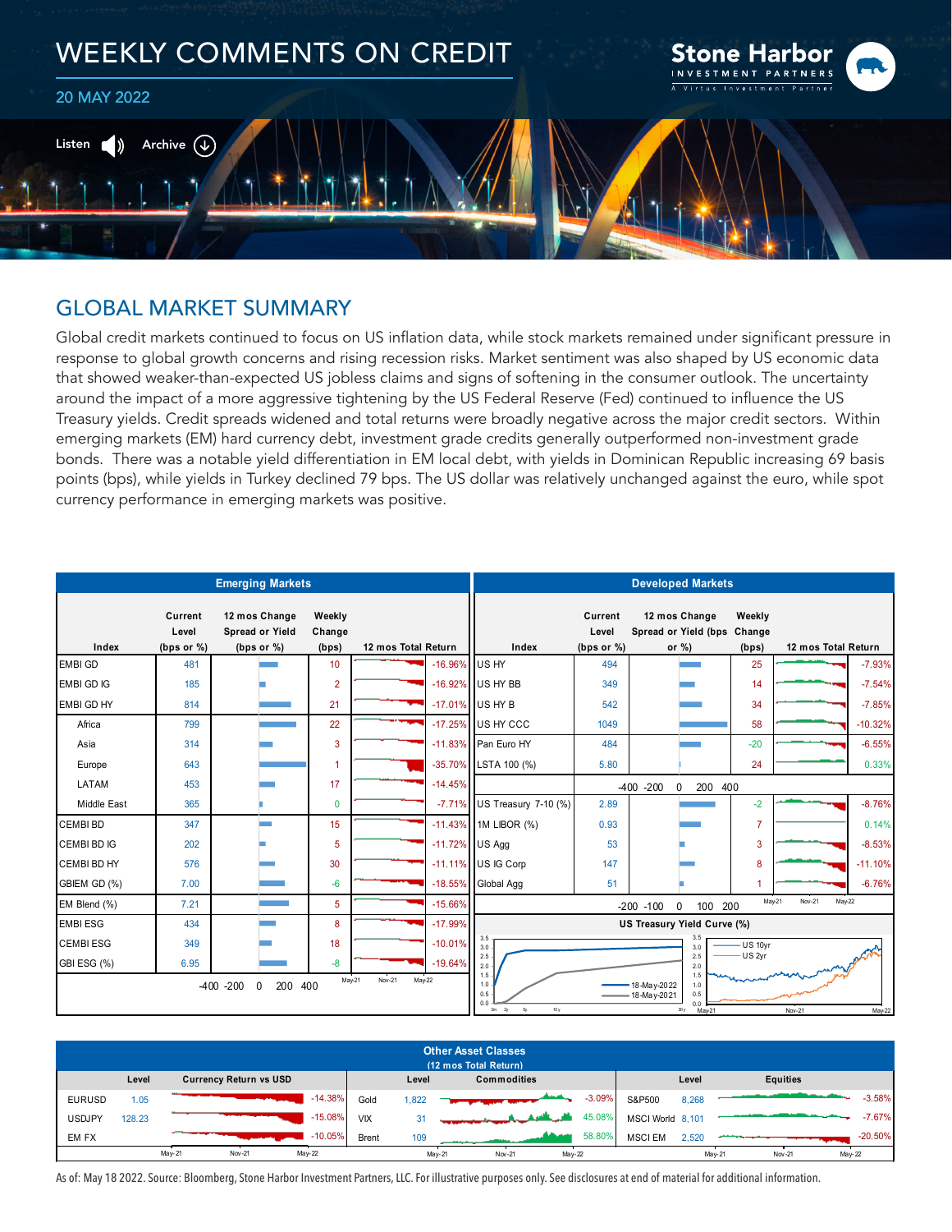# WEEKLY COMMENTS ON CREDIT

20 MAY 2022

Stone Harbor INVESTMENT PARTNERS — A Virtus Investment Partner

Listen Archive

## GLOBAL MARKET SUMMARY

Global credit markets continued to focus on US inflation data, while stock markets remained under significant pressure in response to global growth concerns and rising recession risks. Market sentiment was also shaped by US economic data that showed weaker-than-expected US jobless claims and signs of softening in the consumer outlook. The uncertainty around the impact of a more aggressive tightening by the US Federal Reserve (Fed) continued to influence the US Treasury yields. Credit spreads widened and total returns were broadly negative across the major credit sectors. Within emerging markets (EM) hard currency debt, investment grade credits generally outperformed non-investment grade bonds. There was a notable yield differentiation in EM local debt, with yields in Dominican Republic increasing 69 basis points (bps), while yields in Turkey declined 79 bps. The US dollar was relatively unchanged against the euro, while spot currency performance in emerging markets was positive.

**Emerging Markets**

| Index | Current Level (bps or %) | Weekly Change (bps) | 12 mos Total Return |
|---|---|---|---|
| EMBI GD | 481 | 10 | -16.96% |
| EMBI GD IG | 185 | 2 | -16.92% |
| EMBI GD HY | 814 | 21 | -17.01% |
| Africa | 799 | 22 | -17.25% |
| Asia | 314 | 3 | -11.83% |
| Europe | 643 | 1 | -35.70% |
| LATAM | 453 | 17 | -14.45% |
| Middle East | 365 | 0 | -7.71% |
| CEMBI BD | 347 | 15 | -11.43% |
| CEMBI BD IG | 202 | 5 | -11.72% |
| CEMBI BD HY | 576 | 30 | -11.11% |
| GBIEM GD (%) | 7.00 | -6 | -18.55% |
| EM Blend (%) | 7.21 | 5 | -15.66% |
| EMBI ESG | 434 | 8 | -17.99% |
| CEMBI ESG | 349 | 18 | -10.01% |
| GBI ESG (%) | 6.95 | -8 | -19.64% |

**Developed Markets**

| Index | Current Level (bps or %) | Weekly Change (bps) | 12 mos Total Return |
|---|---|---|---|
| US HY | 494 | 25 | -7.93% |
| US HY BB | 349 | 14 | -7.54% |
| US HY B | 542 | 34 | -7.85% |
| US HY CCC | 1049 | 58 | -10.32% |
| Pan Euro HY | 484 | -20 | -6.55% |
| LSTA 100 (%) | 5.80 | 24 | 0.33% |
| US Treasury 7-10 (%) | 2.89 | -2 | -8.76% |
| 1M LIBOR (%) | 0.93 | 7 | 0.14% |
| US Agg | 53 | 3 | -8.53% |
| US IG Corp | 147 | 8 | -11.10% |
| Global Agg | 51 | 1 | -6.76% |

US Treasury Yield Curve (%): 18-May-2022, 18-May-2021; US 10yr, US 2yr

**Other Asset Classes (12 mos Total Return)**

| Currency | Level | Return vs USD | Commodities | Level | Return | Equities | Level | Return |
|---|---|---|---|---|---|---|---|---|
| EURUSD | 1.05 | -14.38% | Gold | 1,822 | -3.09% | S&P500 | 8,268 | -3.58% |
| USDJPY | 128.23 | -15.08% | VIX | 31 | 45.08% | MSCI World | 8,101 | -7.67% |
| EM FX | | -10.05% | Brent | 109 | 58.80% | MSCI EM | 2,520 | -20.50% |

As of: May 18 2022. Source: Bloomberg, Stone Harbor Investment Partners, LLC. For illustrative purposes only. See disclosures at end of material for additional information.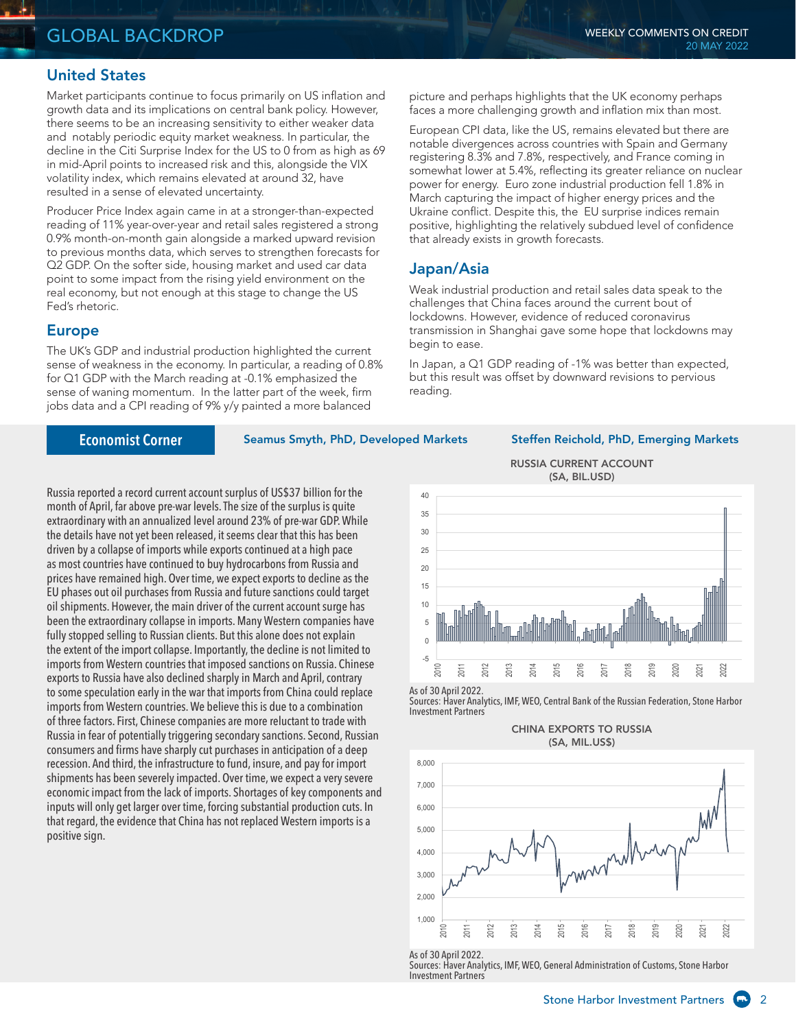# GLOBAL BACKDROP

## United States

Market participants continue to focus primarily on US inflation and growth data and its implications on central bank policy. However, there seems to be an increasing sensitivity to either weaker data and notably periodic equity market weakness. In particular, the decline in the Citi Surprise Index for the US to 0 from as high as 69 in mid-April points to increased risk and this, alongside the VIX volatility index, which remains elevated at around 32, have resulted in a sense of elevated uncertainty.

Producer Price Index again came in at a stronger-than-expected reading of 11% year-over-year and retail sales registered a strong 0.9% month-on-month gain alongside a marked upward revision to previous months data, which serves to strengthen forecasts for Q2 GDP. On the softer side, housing market and used car data point to some impact from the rising yield environment on the real economy, but not enough at this stage to change the US Fed's rhetoric.

## Europe

The UK's GDP and industrial production highlighted the current sense of weakness in the economy. In particular, a reading of 0.8% for Q1 GDP with the March reading at -0.1% emphasized the sense of waning momentum. In the latter part of the week, firm jobs data and a CPI reading of 9% y/y painted a more balanced picture and perhaps highlights that the UK economy perhaps faces a more challenging growth and inflation mix than most.

European CPI data, like the US, remains elevated but there are notable divergences across countries with Spain and Germany registering 8.3% and 7.8%, respectively, and France coming in somewhat lower at 5.4%, reflecting its greater reliance on nuclear power for energy. Euro zone industrial production fell 1.8% in March capturing the impact of higher energy prices and the Ukraine conflict. Despite this, the EU surprise indices remain positive, highlighting the relatively subdued level of confidence that already exists in growth forecasts.

## Japan/Asia

Weak industrial production and retail sales data speak to the challenges that China faces around the current bout of lockdowns. However, evidence of reduced coronavirus transmission in Shanghai gave some hope that lockdowns may begin to ease.

In Japan, a Q1 GDP reading of -1% was better than expected, but this result was offset by downward revisions to pervious reading.

## Economist Corner

**Seamus Smyth, PhD, Developed Markets** | **Steffen Reichold, PhD, Emerging Markets**

Russia reported a record current account surplus of US$37 billion for the month of April, far above pre-war levels. The size of the surplus is quite extraordinary with an annualized level around 23% of pre-war GDP. While the details have not yet been released, it seems clear that this has been driven by a collapse of imports while exports continued at a high pace as most countries have continued to buy hydrocarbons from Russia and prices have remained high. Over time, we expect exports to decline as the EU phases out oil purchases from Russia and future sanctions could target oil shipments. However, the main driver of the current account surge has been the extraordinary collapse in imports. Many Western companies have fully stopped selling to Russian clients. But this alone does not explain the extent of the import collapse. Importantly, the decline is not limited to imports from Western countries that imposed sanctions on Russia. Chinese exports to Russia have also declined sharply in March and April, contrary to some speculation early in the war that imports from China could replace imports from Western countries. We believe this is due to a combination of three factors. First, Chinese companies are more reluctant to trade with Russia in fear of potentially triggering secondary sanctions. Second, Russian consumers and firms have sharply cut purchases in anticipation of a deep recession. And third, the infrastructure to fund, insure, and pay for import shipments has been severely impacted. Over time, we expect a very severe economic impact from the lack of imports. Shortages of key components and inputs will only get larger over time, forcing substantial production cuts. In that regard, the evidence that China has not replaced Western imports is a positive sign.

**RUSSIA CURRENT ACCOUNT (SA, BIL.USD)**

As of 30 April 2022.
Sources: Haver Analytics, IMF, WEO, Central Bank of the Russian Federation, Stone Harbor Investment Partners

**CHINA EXPORTS TO RUSSIA (SA, MIL.US$)**

As of 30 April 2022.
Sources: Haver Analytics, IMF, WEO, General Administration of Customs, Stone Harbor Investment Partners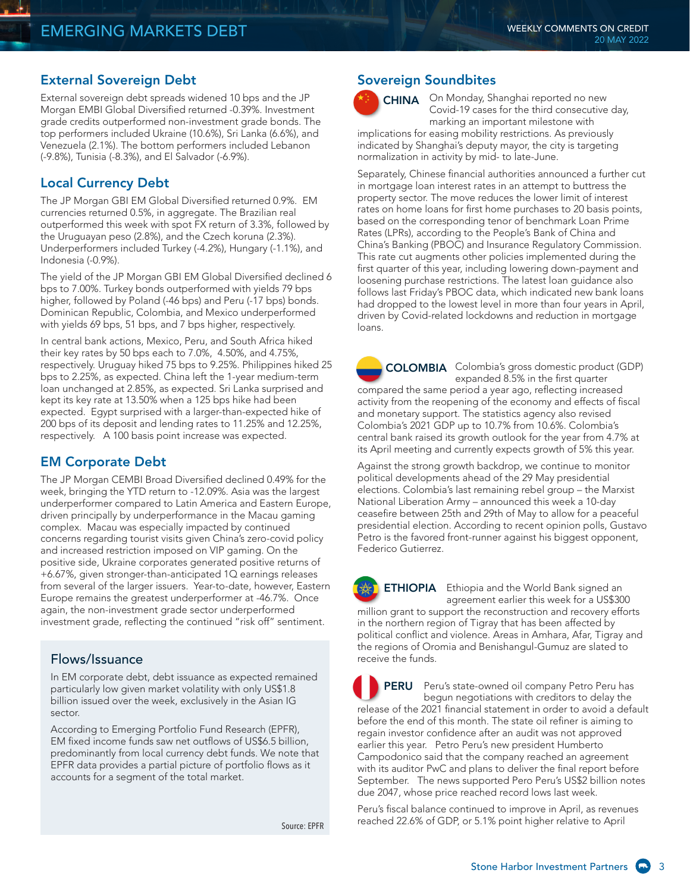## External Sovereign Debt

External sovereign debt spreads widened 10 bps and the JP Morgan EMBI Global Diversified returned -0.39%. Investment grade credits outperformed non-investment grade bonds. The top performers included Ukraine (10.6%), Sri Lanka (6.6%), and Venezuela (2.1%). The bottom performers included Lebanon (-9.8%), Tunisia (-8.3%), and El Salvador (-6.9%).

## Local Currency Debt

The JP Morgan GBI EM Global Diversified returned 0.9%. EM currencies returned 0.5%, in aggregate. The Brazilian real outperformed this week with spot FX return of 3.3%, followed by the Uruguayan peso (2.8%), and the Czech koruna (2.3%). Underperformers included Turkey (-4.2%), Hungary (-1.1%), and Indonesia (-0.9%).

The yield of the JP Morgan GBI EM Global Diversified declined 6 bps to 7.00%. Turkey bonds outperformed with yields 79 bps higher, followed by Poland (-46 bps) and Peru (-17 bps) bonds. Dominican Republic, Colombia, and Mexico underperformed with yields 69 bps, 51 bps, and 7 bps higher, respectively.

In central bank actions, Mexico, Peru, and South Africa hiked their key rates by 50 bps each to 7.0%, 4.50%, and 4.75%, respectively. Uruguay hiked 75 bps to 9.25%. Philippines hiked 25 bps to 2.25%, as expected. China left the 1-year medium-term loan unchanged at 2.85%, as expected. Sri Lanka surprised and kept its key rate at 13.50% when a 125 bps hike had been expected. Egypt surprised with a larger-than-expected hike of 200 bps of its deposit and lending rates to 11.25% and 12.25%, respectively. A 100 basis point increase was expected.

## EM Corporate Debt

The JP Morgan CEMBI Broad Diversified declined 0.49% for the week, bringing the YTD return to -12.09%. Asia was the largest underperformer compared to Latin America and Eastern Europe, driven principally by underperformance in the Macau gaming complex. Macau was especially impacted by continued concerns regarding tourist visits given China's zero-covid policy and increased restriction imposed on VIP gaming. On the positive side, Ukraine corporates generated positive returns of +6.67%, given stronger-than-anticipated 1Q earnings releases from several of the larger issuers. Year-to-date, however, Eastern Europe remains the greatest underperformer at -46.7%. Once again, the non-investment grade sector underperformed investment grade, reflecting the continued "risk off" sentiment.

### Flows/Issuance

In EM corporate debt, debt issuance as expected remained particularly low given market volatility with only US$1.8 billion issued over the week, exclusively in the Asian IG sector.

According to Emerging Portfolio Fund Research (EPFR), EM fixed income funds saw net outflows of US$6.5 billion, predominantly from local currency debt funds. We note that EPFR data provides a partial picture of portfolio flows as it accounts for a segment of the total market.

Source: EPFR

## Sovereign Soundbites

**CHINA** On Monday, Shanghai reported no new Covid-19 cases for the third consecutive day, marking an important milestone with implications for easing mobility restrictions. As previously indicated by Shanghai's deputy mayor, the city is targeting normalization in activity by mid- to late-June.

Separately, Chinese financial authorities announced a further cut in mortgage loan interest rates in an attempt to buttress the property sector. The move reduces the lower limit of interest rates on home loans for first home purchases to 20 basis points, based on the corresponding tenor of benchmark Loan Prime Rates (LPRs), according to the People's Bank of China and China's Banking (PBOC) and Insurance Regulatory Commission. This rate cut augments other policies implemented during the first quarter of this year, including lowering down-payment and loosening purchase restrictions. The latest loan guidance also follows last Friday's PBOC data, which indicated new bank loans had dropped to the lowest level in more than four years in April, driven by Covid-related lockdowns and reduction in mortgage loans.

**COLOMBIA** Colombia's gross domestic product (GDP) expanded 8.5% in the first quarter compared the same period a year ago, reflecting increased activity from the reopening of the economy and effects of fiscal and monetary support. The statistics agency also revised Colombia's 2021 GDP up to 10.7% from 10.6%. Colombia's central bank raised its growth outlook for the year from 4.7% at its April meeting and currently expects growth of 5% this year.

Against the strong growth backdrop, we continue to monitor political developments ahead of the 29 May presidential elections. Colombia's last remaining rebel group – the Marxist National Liberation Army – announced this week a 10-day ceasefire between 25th and 29th of May to allow for a peaceful presidential election. According to recent opinion polls, Gustavo Petro is the favored front-runner against his biggest opponent, Federico Gutierrez.

**ETHIOPIA** Ethiopia and the World Bank signed an agreement earlier this week for a US$300 million grant to support the reconstruction and recovery efforts in the northern region of Tigray that has been affected by political conflict and violence. Areas in Amhara, Afar, Tigray and the regions of Oromia and Benishangul-Gumuz are slated to receive the funds.

**PERU** Peru's state-owned oil company Petro Peru has begun negotiations with creditors to delay the release of the 2021 financial statement in order to avoid a default before the end of this month. The state oil refiner is aiming to regain investor confidence after an audit was not approved earlier this year. Petro Peru's new president Humberto Campodonico said that the company reached an agreement with its auditor PwC and plans to deliver the final report before September. The news supported Pero Peru's US$2 billion notes due 2047, whose price reached record lows last week.

Peru's fiscal balance continued to improve in April, as revenues reached 22.6% of GDP, or 5.1% point higher relative to April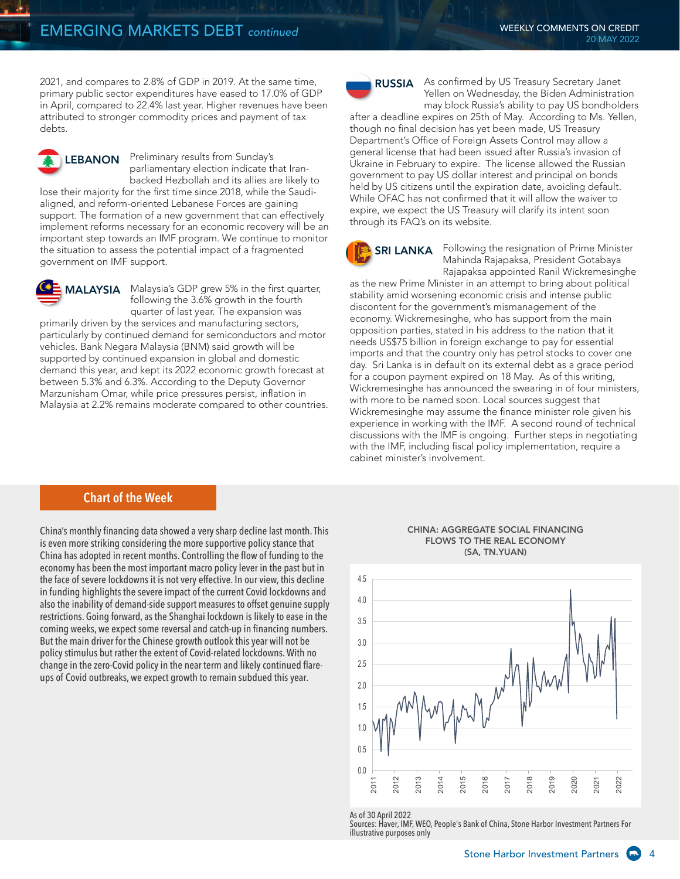2021, and compares to 2.8% of GDP in 2019. At the same time, primary public sector expenditures have eased to 17.0% of GDP in April, compared to 22.4% last year. Higher revenues have been attributed to stronger commodity prices and payment of tax debts.

## LEBANON

Preliminary results from Sunday's parliamentary election indicate that Iran-backed Hezbollah and its allies are likely to lose their majority for the first time since 2018, while the Saudi-aligned, and reform-oriented Lebanese Forces are gaining support. The formation of a new government that can effectively implement reforms necessary for an economic recovery will be an important step towards an IMF program. We continue to monitor the situation to assess the potential impact of a fragmented government on IMF support.

## MALAYSIA

Malaysia's GDP grew 5% in the first quarter, following the 3.6% growth in the fourth quarter of last year. The expansion was primarily driven by the services and manufacturing sectors, particularly by continued demand for semiconductors and motor vehicles. Bank Negara Malaysia (BNM) said growth will be supported by continued expansion in global and domestic demand this year, and kept its 2022 economic growth forecast at between 5.3% and 6.3%. According to the Deputy Governor Marzunisham Omar, while price pressures persist, inflation in Malaysia at 2.2% remains moderate compared to other countries.

## RUSSIA

As confirmed by US Treasury Secretary Janet Yellen on Wednesday, the Biden Administration may block Russia's ability to pay US bondholders after a deadline expires on 25th of May. According to Ms. Yellen, though no final decision has yet been made, US Treasury Department's Office of Foreign Assets Control may allow a general license that had been issued after Russia's invasion of Ukraine in February to expire. The license allowed the Russian government to pay US dollar interest and principal on bonds held by US citizens until the expiration date, avoiding default. While OFAC has not confirmed that it will allow the waiver to expire, we expect the US Treasury will clarify its intent soon through its FAQ's on its website.

## SRI LANKA

Following the resignation of Prime Minister Mahinda Rajapaksa, President Gotabaya Rajapaksa appointed Ranil Wickremesinghe as the new Prime Minister in an attempt to bring about political stability amid worsening economic crisis and intense public discontent for the government's mismanagement of the economy. Wickremesinghe, who has support from the main opposition parties, stated in his address to the nation that it needs US$75 billion in foreign exchange to pay for essential imports and that the country only has petrol stocks to cover one day. Sri Lanka is in default on its external debt as a grace period for a coupon payment expired on 18 May. As of this writing, Wickremesinghe has announced the swearing in of four ministers, with more to be named soon. Local sources suggest that Wickremesinghe may assume the finance minister role given his experience in working with the IMF. A second round of technical discussions with the IMF is ongoing. Further steps in negotiating with the IMF, including fiscal policy implementation, require a cabinet minister's involvement.

## Chart of the Week

China's monthly financing data showed a very sharp decline last month. This is even more striking considering the more supportive policy stance that China has adopted in recent months. Controlling the flow of funding to the economy has been the most important macro policy lever in the past but in the face of severe lockdowns it is not very effective. In our view, this decline in funding highlights the severe impact of the current Covid lockdowns and also the inability of demand-side support measures to offset genuine supply restrictions. Going forward, as the Shanghai lockdown is likely to ease in the coming weeks, we expect some reversal and catch-up in financing numbers. But the main driver for the Chinese growth outlook this year will not be policy stimulus but rather the extent of Covid-related lockdowns. With no change in the zero-Covid policy in the near term and likely continued flare-ups of Covid outbreaks, we expect growth to remain subdued this year.

**CHINA: AGGREGATE SOCIAL FINANCING FLOWS TO THE REAL ECONOMY (SA, TN.YUAN)**

As of 30 April 2022
Sources: Haver, IMF, WEO, People's Bank of China, Stone Harbor Investment Partners For illustrative purposes only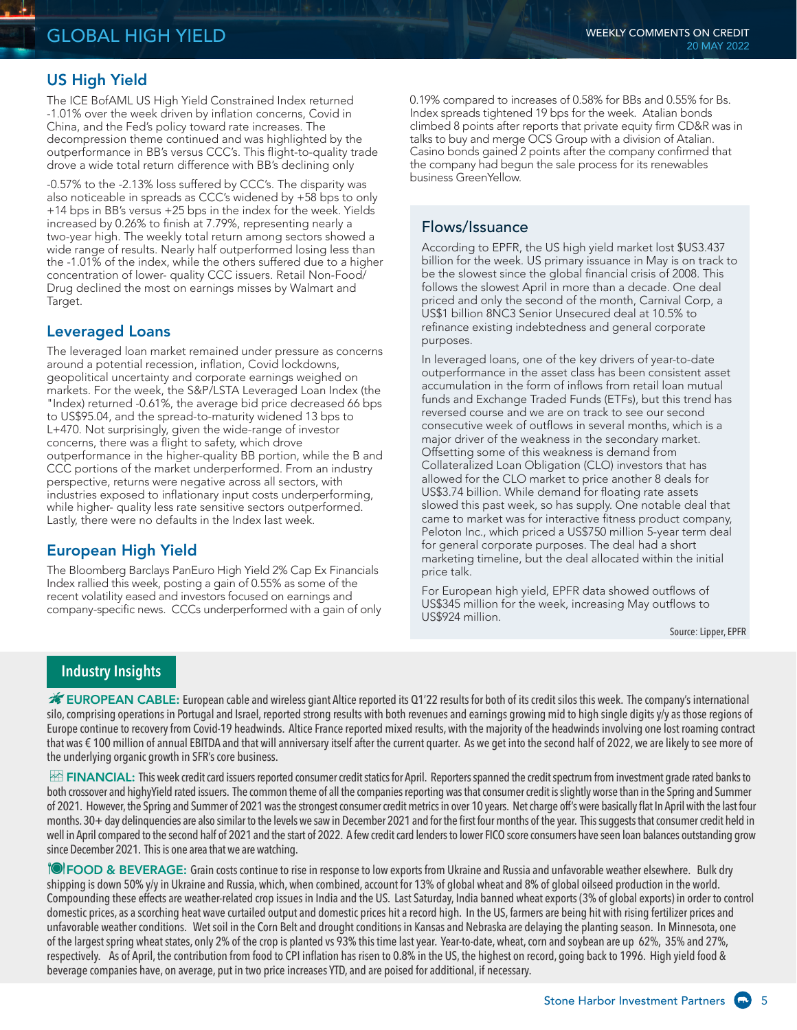## US High Yield

The ICE BofAML US High Yield Constrained Index returned -1.01% over the week driven by inflation concerns, Covid in China, and the Fed's policy toward rate increases. The decompression theme continued and was highlighted by the outperformance in BB's versus CCC's. This flight-to-quality trade drove a wide total return difference with BB's declining only -0.57% to the -2.13% loss suffered by CCC's. The disparity was also noticeable in spreads as CCC's widened by +58 bps to only +14 bps in BB's versus +25 bps in the index for the week. Yields increased by 0.26% to finish at 7.79%, representing nearly a two-year high. The weekly total return among sectors showed a wide range of results. Nearly half outperformed losing less than the -1.01% of the index, while the others suffered due to a higher concentration of lower- quality CCC issuers. Retail Non-Food/ Drug declined the most on earnings misses by Walmart and Target.

## Leveraged Loans

The leveraged loan market remained under pressure as concerns around a potential recession, inflation, Covid lockdowns, geopolitical uncertainty and corporate earnings weighed on markets. For the week, the S&P/LSTA Leveraged Loan Index (the "Index) returned -0.61%, the average bid price decreased 66 bps to US$95.04, and the spread-to-maturity widened 13 bps to L+470. Not surprisingly, given the wide-range of investor concerns, there was a flight to safety, which drove outperformance in the higher-quality BB portion, while the B and CCC portions of the market underperformed. From an industry perspective, returns were negative across all sectors, with industries exposed to inflationary input costs underperforming, while higher- quality less rate sensitive sectors outperformed. Lastly, there were no defaults in the Index last week.

## European High Yield

The Bloomberg Barclays PanEuro High Yield 2% Cap Ex Financials Index rallied this week, posting a gain of 0.55% as some of the recent volatility eased and investors focused on earnings and company-specific news. CCCs underperformed with a gain of only 0.19% compared to increases of 0.58% for BBs and 0.55% for Bs. Index spreads tightened 19 bps for the week. Atalian bonds climbed 8 points after reports that private equity firm CD&R was in talks to buy and merge OCS Group with a division of Atalian. Casino bonds gained 2 points after the company confirmed that the company had begun the sale process for its renewables business GreenYellow.

## Flows/Issuance

According to EPFR, the US high yield market lost $US3.437 billion for the week. US primary issuance in May is on track to be the slowest since the global financial crisis of 2008. This follows the slowest April in more than a decade. One deal priced and only the second of the month, Carnival Corp, a US$1 billion 8NC3 Senior Unsecured deal at 10.5% to refinance existing indebtedness and general corporate purposes.

In leveraged loans, one of the key drivers of year-to-date outperformance in the asset class has been consistent asset accumulation in the form of inflows from retail loan mutual funds and Exchange Traded Funds (ETFs), but this trend has reversed course and we are on track to see our second consecutive week of outflows in several months, which is a major driver of the weakness in the secondary market. Offsetting some of this weakness is demand from Collateralized Loan Obligation (CLO) investors that has allowed for the CLO market to price another 8 deals for US$3.74 billion. While demand for floating rate assets slowed this past week, so has supply. One notable deal that came to market was for interactive fitness product company, Peloton Inc., which priced a US$750 million 5-year term deal for general corporate purposes. The deal had a short marketing timeline, but the deal allocated within the initial price talk.

For European high yield, EPFR data showed outflows of US$345 million for the week, increasing May outflows to US$924 million.

Source: Lipper, EPFR

## Industry Insights

**EUROPEAN CABLE:** European cable and wireless giant Altice reported its Q1'22 results for both of its credit silos this week. The company's international silo, comprising operations in Portugal and Israel, reported strong results with both revenues and earnings growing mid to high single digits y/y as those regions of Europe continue to recovery from Covid-19 headwinds. Altice France reported mixed results, with the majority of the headwinds involving one lost roaming contract that was € 100 million of annual EBITDA and that will anniversary itself after the current quarter. As we get into the second half of 2022, we are likely to see more of the underlying organic growth in SFR's core business.

**FINANCIAL:** This week credit card issuers reported consumer credit statics for April. Reporters spanned the credit spectrum from investment grade rated banks to both crossover and highyYield rated issuers. The common theme of all the companies reporting was that consumer credit is slightly worse than in the Spring and Summer of 2021. However, the Spring and Summer of 2021 was the strongest consumer credit metrics in over 10 years. Net charge off's were basically flat In April with the last four months. 30+ day delinquencies are also similar to the levels we saw in December 2021 and for the first four months of the year. This suggests that consumer credit held in well in April compared to the second half of 2021 and the start of 2022. A few credit card lenders to lower FICO score consumers have seen loan balances outstanding grow since December 2021. This is one area that we are watching.

**FOOD & BEVERAGE:** Grain costs continue to rise in response to low exports from Ukraine and Russia and unfavorable weather elsewhere. Bulk dry shipping is down 50% y/y in Ukraine and Russia, which, when combined, account for 13% of global wheat and 8% of global oilseed production in the world. Compounding these effects are weather-related crop issues in India and the US. Last Saturday, India banned wheat exports (3% of global exports) in order to control domestic prices, as a scorching heat wave curtailed output and domestic prices hit a record high. In the US, farmers are being hit with rising fertilizer prices and unfavorable weather conditions. Wet soil in the Corn Belt and drought conditions in Kansas and Nebraska are delaying the planting season. In Minnesota, one of the largest spring wheat states, only 2% of the crop is planted vs 93% this time last year. Year-to-date, wheat, corn and soybean are up 62%, 35% and 27%, respectively. As of April, the contribution from food to CPI inflation has risen to 0.8% in the US, the highest on record, going back to 1996. High yield food & beverage companies have, on average, put in two price increases YTD, and are poised for additional, if necessary.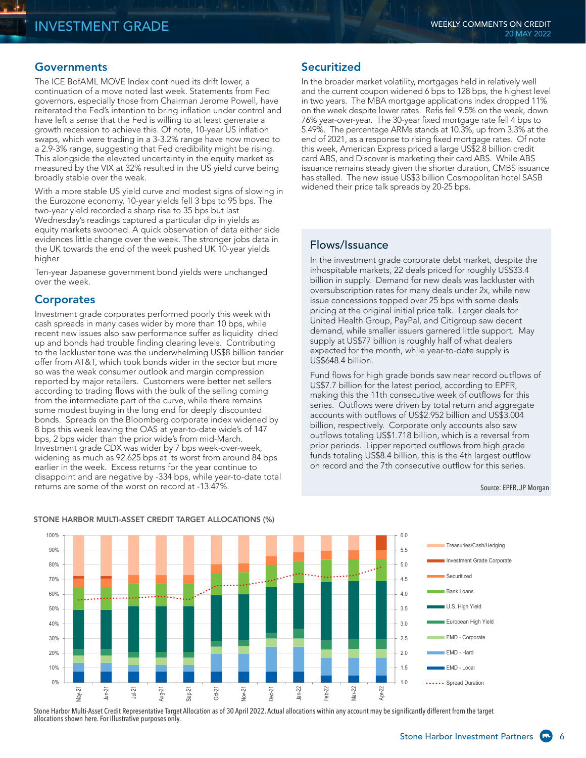# INVESTMENT GRADE

## Governments

The ICE BofAML MOVE Index continued its drift lower, a continuation of a move noted last week. Statements from Fed governors, especially those from Chairman Jerome Powell, have reiterated the Fed's intention to bring inflation under control and have left a sense that the Fed is willing to at least generate a growth recession to achieve this. Of note, 10-year US inflation swaps, which were trading in a 3-3.2% range have now moved to a 2.9-3% range, suggesting that Fed credibility might be rising. This alongside the elevated uncertainty in the equity market as measured by the VIX at 32% resulted in the US yield curve being broadly stable over the weak.

With a more stable US yield curve and modest signs of slowing in the Eurozone economy, 10-year yields fell 3 bps to 95 bps. The two-year yield recorded a sharp rise to 35 bps but last Wednesday's readings captured a particular dip in yields as equity markets swooned. A quick observation of data either side evidences little change over the week. The stronger jobs data in the UK towards the end of the week pushed UK 10-year yields higher

Ten-year Japanese government bond yields were unchanged over the week.

## Corporates

Investment grade corporates performed poorly this week with cash spreads in many cases wider by more than 10 bps, while recent new issues also saw performance suffer as liquidity dried up and bonds had trouble finding clearing levels. Contributing to the lackluster tone was the underwhelming US$8 billion tender offer from AT&T, which took bonds wider in the sector but more so was the weak consumer outlook and margin compression reported by major retailers. Customers were better net sellers according to trading flows with the bulk of the selling coming from the intermediate part of the curve, while there remains some modest buying in the long end for deeply discounted bonds. Spreads on the Bloomberg corporate index widened by 8 bps this week leaving the OAS at year-to-date wide's of 147 bps, 2 bps wider than the prior wide's from mid-March. Investment grade CDX was wider by 7 bps week-over-week, widening as much as 92.625 bps at its worst from around 84 bps earlier in the week. Excess returns for the year continue to disappoint and are negative by -334 bps, while year-to-date total returns are some of the worst on record at -13.47%.

## Securitized

In the broader market volatility, mortgages held in relatively well and the current coupon widened 6 bps to 128 bps, the highest level in two years. The MBA mortgage applications index dropped 11% on the week despite lower rates. Refis fell 9.5% on the week, down 76% year-over-year. The 30-year fixed mortgage rate fell 4 bps to 5.49%. The percentage ARMs stands at 10.3%, up from 3.3% at the end of 2021, as a response to rising fixed mortgage rates. Of note this week, American Express priced a large US$2.8 billion credit card ABS, and Discover is marketing their card ABS. While ABS issuance remains steady given the shorter duration, CMBS issuance has stalled. The new issue US$3 billion Cosmopolitan hotel SASB widened their price talk spreads by 20-25 bps.

## Flows/Issuance

In the investment grade corporate debt market, despite the inhospitable markets, 22 deals priced for roughly US$33.4 billion in supply. Demand for new deals was lackluster with oversubscription rates for many deals under 2x, while new issue concessions topped over 25 bps with some deals pricing at the original initial price talk. Larger deals for United Health Group, PayPal, and Citigroup saw decent demand, while smaller issuers garnered little support. May supply at US$77 billion is roughly half of what dealers expected for the month, while year-to-date supply is US$648.4 billion.

Fund flows for high grade bonds saw near record outflows of US$7.7 billion for the latest period, according to EPFR, making this the 11th consecutive week of outflows for this series. Outflows were driven by total return and aggregate accounts with outflows of US$2.952 billion and US$3.004 billion, respectively. Corporate only accounts also saw outflows totaling US$1.718 billion, which is a reversal from prior periods. Lipper reported outflows from high grade funds totaling US$8.4 billion, this is the 4th largest outflow on record and the 7th consecutive outflow for this series.

Source: EPFR, JP Morgan

**STONE HARBOR MULTI-ASSET CREDIT TARGET ALLOCATIONS (%)**

Stone Harbor Multi-Asset Credit Representative Target Allocation as of 30 April 2022. Actual allocations within any account may be significantly different from the target allocations shown here. For illustrative purposes only.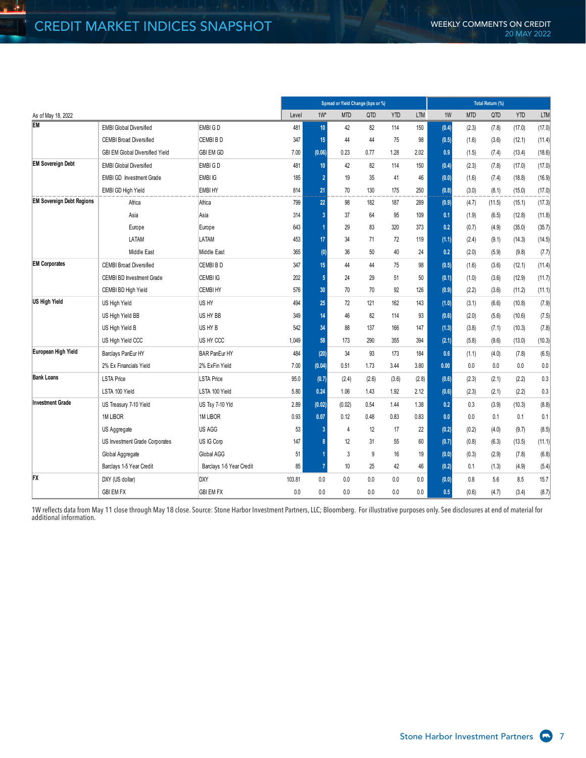# CREDIT MARKET INDICES SNAPSHOT

| As of May 18, 2022 | | | Spread or Yield Change (bps or %) | | | | | | Total Return (%) | | | | |
|---|---|---|---|---|---|---|---|---|---|---|---|---|---|
| | | | Level | 1W* | MTD | QTD | YTD | LTM | 1W | MTD | QTD | YTD | LTM |
| **EM** | EMBI Global Diversified | EMBI G D | 481 | 10 | 42 | 82 | 114 | 150 | (0.4) | (2.3) | (7.8) | (17.0) | (17.0) |
| | CEMBI Broad Diversified | CEMBI B D | 347 | 15 | 44 | 44 | 75 | 98 | (0.5) | (1.6) | (3.6) | (12.1) | (11.4) |
| | GBI EM Global Diversified Yield | GBI EM GD | 7.00 | (0.06) | 0.23 | 0.77 | 1.28 | 2.02 | 0.9 | (1.5) | (7.4) | (13.4) | (18.6) |
| **EM Sovereign Debt** | EMBI Global Diversified | EMBI G D | 481 | 10 | 42 | 82 | 114 | 150 | (0.4) | (2.3) | (7.8) | (17.0) | (17.0) |
| | EMBI GD Investment Grade | EMBI IG | 185 | 2 | 19 | 35 | 41 | 46 | (0.0) | (1.6) | (7.4) | (18.8) | (16.9) |
| | EMBI GD High Yield | EMBI HY | 814 | 21 | 70 | 130 | 175 | 250 | (0.8) | (3.0) | (8.1) | (15.0) | (17.0) |
| **EM Sovereign Debt Regions** | Africa | Africa | 799 | 22 | 98 | 182 | 187 | 289 | (0.9) | (4.7) | (11.5) | (15.1) | (17.3) |
| | Asia | Asia | 314 | 3 | 37 | 64 | 95 | 109 | 0.1 | (1.9) | (6.5) | (12.8) | (11.8) |
| | Europe | Europe | 643 | 1 | 29 | 83 | 320 | 373 | 0.2 | (0.7) | (4.9) | (35.0) | (35.7) |
| | LATAM | LATAM | 453 | 17 | 34 | 71 | 72 | 119 | (1.1) | (2.4) | (9.1) | (14.3) | (14.5) |
| | Middle East | Middle East | 365 | (0) | 36 | 50 | 40 | 24 | 0.2 | (2.0) | (5.9) | (9.8) | (7.7) |
| **EM Corporates** | CEMBI Broad Diversified | CEMBI B D | 347 | 15 | 44 | 44 | 75 | 98 | (0.5) | (1.6) | (3.6) | (12.1) | (11.4) |
| | CEMBI BD Investment Grade | CEMBI IG | 202 | 5 | 24 | 29 | 51 | 50 | (0.1) | (1.0) | (3.6) | (12.9) | (11.7) |
| | CEMBI BD High Yield | CEMBI HY | 576 | 30 | 70 | 70 | 92 | 126 | (0.9) | (2.2) | (3.6) | (11.2) | (11.1) |
| **US High Yield** | US High Yield | US HY | 494 | 25 | 72 | 121 | 162 | 143 | (1.0) | (3.1) | (6.6) | (10.8) | (7.9) |
| | US High Yield BB | US HY BB | 349 | 14 | 46 | 82 | 114 | 93 | (0.6) | (2.0) | (5.6) | (10.6) | (7.5) |
| | US High Yield B | US HY B | 542 | 34 | 88 | 137 | 166 | 147 | (1.3) | (3.8) | (7.1) | (10.3) | (7.8) |
| | US High Yield CCC | US HY CCC | 1,049 | 58 | 173 | 290 | 355 | 394 | (2.1) | (5.8) | (9.6) | (13.0) | (10.3) |
| **European High Yield** | Barclays PanEur HY | BAR PanEur HY | 484 | (20) | 34 | 93 | 173 | 184 | 0.6 | (1.1) | (4.0) | (7.8) | (6.5) |
| | 2% Ex Financials Yield | 2% ExFin Yield | 7.00 | (0.04) | 0.51 | 1.73 | 3.44 | 3.80 | 0.00 | 0.0 | 0.0 | 0.0 | 0.0 |
| **Bank Loans** | LSTA Price | LSTA Price | 95.0 | (0.7) | (2.4) | (2.6) | (3.6) | (2.8) | (0.6) | (2.3) | (2.1) | (2.2) | 0.3 |
| | LSTA 100 Yield | LSTA 100 Yield | 5.80 | 0.24 | 1.06 | 1.43 | 1.92 | 2.12 | (0.6) | (2.3) | (2.1) | (2.2) | 0.3 |
| **Investment Grade** | US Treasury 7-10 Yield | US Tsy 7-10 Yld | 2.89 | (0.02) | (0.02) | 0.54 | 1.44 | 1.38 | 0.2 | 0.3 | (3.9) | (10.3) | (8.8) |
| | 1M LIBOR | 1M LIBOR | 0.93 | 0.07 | 0.12 | 0.48 | 0.83 | 0.83 | 0.0 | 0.0 | 0.1 | 0.1 | 0.1 |
| | US Aggregate | US AGG | 53 | 3 | 4 | 12 | 17 | 22 | (0.2) | (0.2) | (4.0) | (9.7) | (8.5) |
| | US Investment Grade Corporates | US IG Corp | 147 | 8 | 12 | 31 | 55 | 60 | (0.7) | (0.8) | (6.3) | (13.5) | (11.1) |
| | Global Aggregate | Global AGG | 51 | 1 | 3 | 9 | 16 | 19 | (0.0) | (0.3) | (2.9) | (7.8) | (6.8) |
| | Barclays 1-5 Year Credit | Barclays 1-5 Year Credit | 85 | 7 | 10 | 25 | 42 | 46 | (0.2) | 0.1 | (1.3) | (4.9) | (5.4) |
| **FX** | DXY (US dollar) | DXY | 103.81 | 0.0 | 0.0 | 0.0 | 0.0 | 0.0 | (0.0) | 0.8 | 5.6 | 8.5 | 15.7 |
| | GBI EM FX | GBI EM FX | 0.0 | 0.0 | 0.0 | 0.0 | 0.0 | 0.0 | 0.5 | (0.6) | (4.7) | (3.4) | (8.7) |

1W reflects data from May 11 close through May 18 close. Source: Stone Harbor Investment Partners, LLC; Bloomberg. For illustrative purposes only. See disclosures at end of material for additional information.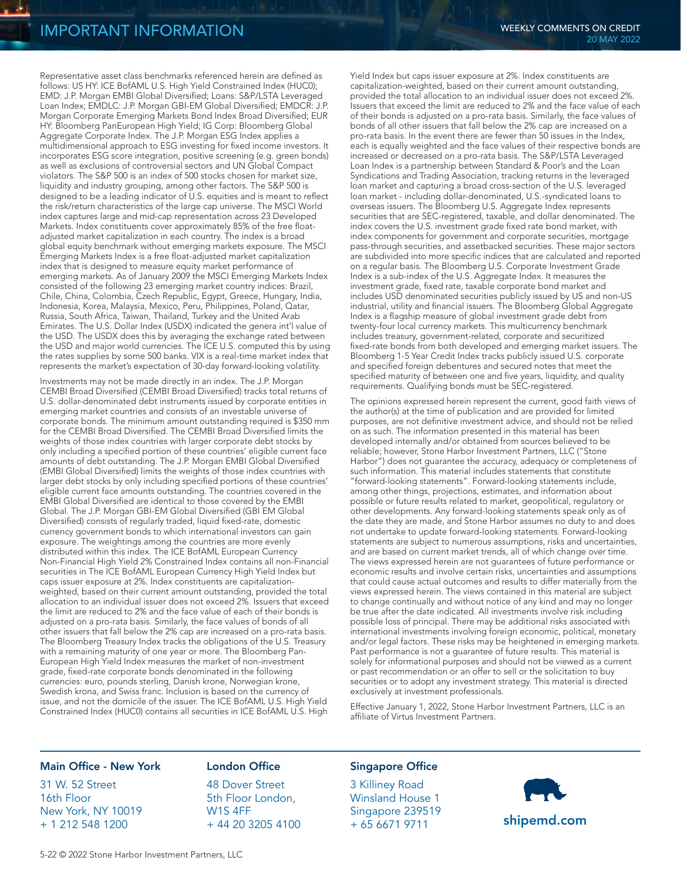# IMPORTANT INFORMATION

Representative asset class benchmarks referenced herein are defined as follows: US HY: ICE BofAML U.S. High Yield Constrained Index (HUC0); EMD: J.P. Morgan EMBI Global Diversified; Loans: S&P/LSTA Leveraged Loan Index; EMDLC: J.P. Morgan GBI-EM Global Diversified; EMDCR: J.P. Morgan Corporate Emerging Markets Bond Index Broad Diversified; EUR HY: Bloomberg PanEuropean High Yield; IG Corp: Bloomberg Global Aggregate Corporate Index. The J.P. Morgan ESG Index applies a multidimensional approach to ESG investing for fixed income investors. It incorporates ESG score integration, positive screening (e.g. green bonds) as well as exclusions of controversial sectors and UN Global Compact violators. The S&P 500 is an index of 500 stocks chosen for market size, liquidity and industry grouping, among other factors. The S&P 500 is designed to be a leading indicator of U.S. equities and is meant to reflect the risk/return characteristics of the large cap universe. The MSCI World index captures large and mid-cap representation across 23 Developed Markets. Index constituents cover approximately 85% of the free float-adjusted market capitalization in each country. The index is a broad global equity benchmark without emerging markets exposure. The MSCI Emerging Markets Index is a free float-adjusted market capitalization index that is designed to measure equity market performance of emerging markets. As of January 2009 the MSCI Emerging Markets Index consisted of the following 23 emerging market country indices: Brazil, Chile, China, Colombia, Czech Republic, Egypt, Greece, Hungary, India, Indonesia, Korea, Malaysia, Mexico, Peru, Philippines, Poland, Qatar, Russia, South Africa, Taiwan, Thailand, Turkey and the United Arab Emirates. The U.S. Dollar Index (USDX) indicated the genera int'l value of the USD. The USDX does this by averaging the exchange rated between the USD and major world currencies. The ICE U.S. computed this by using the rates supplies by some 500 banks. VIX is a real-time market index that represents the market's expectation of 30-day forward-looking volatility.

Investments may not be made directly in an index. The J.P. Morgan CEMBI Broad Diversified (CEMBI Broad Diversified) tracks total returns of U.S. dollar-denominated debt instruments issued by corporate entities in emerging market countries and consists of an investable universe of corporate bonds. The minimum amount outstanding required is $350 mm for the CEMBI Broad Diversified. The CEMBI Broad Diversified limits the weights of those index countries with larger corporate debt stocks by only including a specified portion of these countries' eligible current face amounts of debt outstanding. The J.P. Morgan EMBI Global Diversified (EMBI Global Diversified) limits the weights of those index countries with larger debt stocks by only including specified portions of these countries' eligible current face amounts outstanding. The countries covered in the EMBI Global Diversified are identical to those covered by the EMBI Global. The J.P. Morgan GBI-EM Global Diversified (GBI EM Global Diversified) consists of regularly traded, liquid fixed-rate, domestic currency government bonds to which international investors can gain exposure. The weightings among the countries are more evenly distributed within this index. The ICE BofAML European Currency Non-Financial High Yield 2% Constrained Index contains all non-Financial securities in The ICE BofAML European Currency High Yield Index but caps issuer exposure at 2%. Index constituents are capitalization-weighted, based on their current amount outstanding, provided the total allocation to an individual issuer does not exceed 2%. Issuers that exceed the limit are reduced to 2% and the face value of each of their bonds is adjusted on a pro-rata basis. Similarly, the face values of bonds of all other issuers that fall below the 2% cap are increased on a pro-rata basis. The Bloomberg Treasury Index tracks the obligations of the U.S. Treasury with a remaining maturity of one year or more. The Bloomberg Pan-European High Yield Index measures the market of non-investment grade, fixed-rate corporate bonds denominated in the following currencies: euro, pounds sterling, Danish krone, Norwegian krone, Swedish krona, and Swiss franc. Inclusion is based on the currency of issue, and not the domicile of the issuer. The ICE BofAML U.S. High Yield Constrained Index (HUC0) contains all securities in ICE BofAML U.S. High Yield Index but caps issuer exposure at 2%. Index constituents are capitalization-weighted, based on their current amount outstanding, provided the total allocation to an individual issuer does not exceed 2%. Issuers that exceed the limit are reduced to 2% and the face value of each of their bonds is adjusted on a pro-rata basis. Similarly, the face values of bonds of all other issuers that fall below the 2% cap are increased on a pro-rata basis. In the event there are fewer than 50 issues in the Index, each is equally weighted and the face values of their respective bonds are increased or decreased on a pro-rata basis. The S&P/LSTA Leveraged Loan Index is a partnership between Standard & Poor's and the Loan Syndications and Trading Association, tracking returns in the leveraged loan market and capturing a broad cross-section of the U.S. leveraged loan market - including dollar-denominated, U.S.-syndicated loans to overseas issuers. The Bloomberg U.S. Aggregate Index represents securities that are SEC-registered, taxable, and dollar denominated. The index covers the U.S. investment grade fixed rate bond market, with index components for government and corporate securities, mortgage pass-through securities, and assetbacked securities. These major sectors are subdivided into more specific indices that are calculated and reported on a regular basis. The Bloomberg U.S. Corporate Investment Grade Index is a sub-index of the U.S. Aggregate Index. It measures the investment grade, fixed rate, taxable corporate bond market and includes USD denominated securities publicly issued by US and non-US industrial, utility and financial issuers. The Bloomberg Global Aggregate Index is a flagship measure of global investment grade debt from twenty-four local currency markets. This multicurrency benchmark includes treasury, government-related, corporate and securitized fixed-rate bonds from both developed and emerging market issuers. The Bloomberg 1-5 Year Credit Index tracks publicly issued U.S. corporate and specified foreign debentures and secured notes that meet the specified maturity of between one and five years, liquidity, and quality requirements. Qualifying bonds must be SEC-registered.

The opinions expressed herein represent the current, good faith views of the author(s) at the time of publication and are provided for limited purposes, are not definitive investment advice, and should not be relied on as such. The information presented in this material has been developed internally and/or obtained from sources believed to be reliable; however, Stone Harbor Investment Partners, LLC ("Stone Harbor") does not guarantee the accuracy, adequacy or completeness of such information. This material includes statements that constitute "forward-looking statements". Forward-looking statements include, among other things, projections, estimates, and information about possible or future results related to market, geopolitical, regulatory or other developments. Any forward-looking statements speak only as of the date they are made, and Stone Harbor assumes no duty to and does not undertake to update forward-looking statements. Forward-looking statements are subject to numerous assumptions, risks and uncertainties, and are based on current market trends, all of which change over time. The views expressed herein are not guarantees of future performance or economic results and involve certain risks, uncertainties and assumptions that could cause actual outcomes and results to differ materially from the views expressed herein. The views contained in this material are subject to change continually and without notice of any kind and may no longer be true after the date indicated. All investments involve risk including possible loss of principal. There may be additional risks associated with international investments involving foreign economic, political, monetary and/or legal factors. These risks may be heightened in emerging markets. Past performance is not a guarantee of future results. This material is solely for informational purposes and should not be viewed as a current or past recommendation or an offer to sell or the solicitation to buy securities or to adopt any investment strategy. This material is directed exclusively at investment professionals.

Effective January 1, 2022, Stone Harbor Investment Partners, LLC is an affiliate of Virtus Investment Partners.

**Main Office - New York**
31 W. 52 Street
16th Floor
New York, NY 10019
+ 1 212 548 1200

**London Office**
48 Dover Street
5th Floor London,
W1S 4FF
+ 44 20 3205 4100

**Singapore Office**
3 Killiney Road
Winsland House 1
Singapore 239519
+ 65 6671 9711

**shipemd.com**

5-22 © 2022 Stone Harbor Investment Partners, LLC